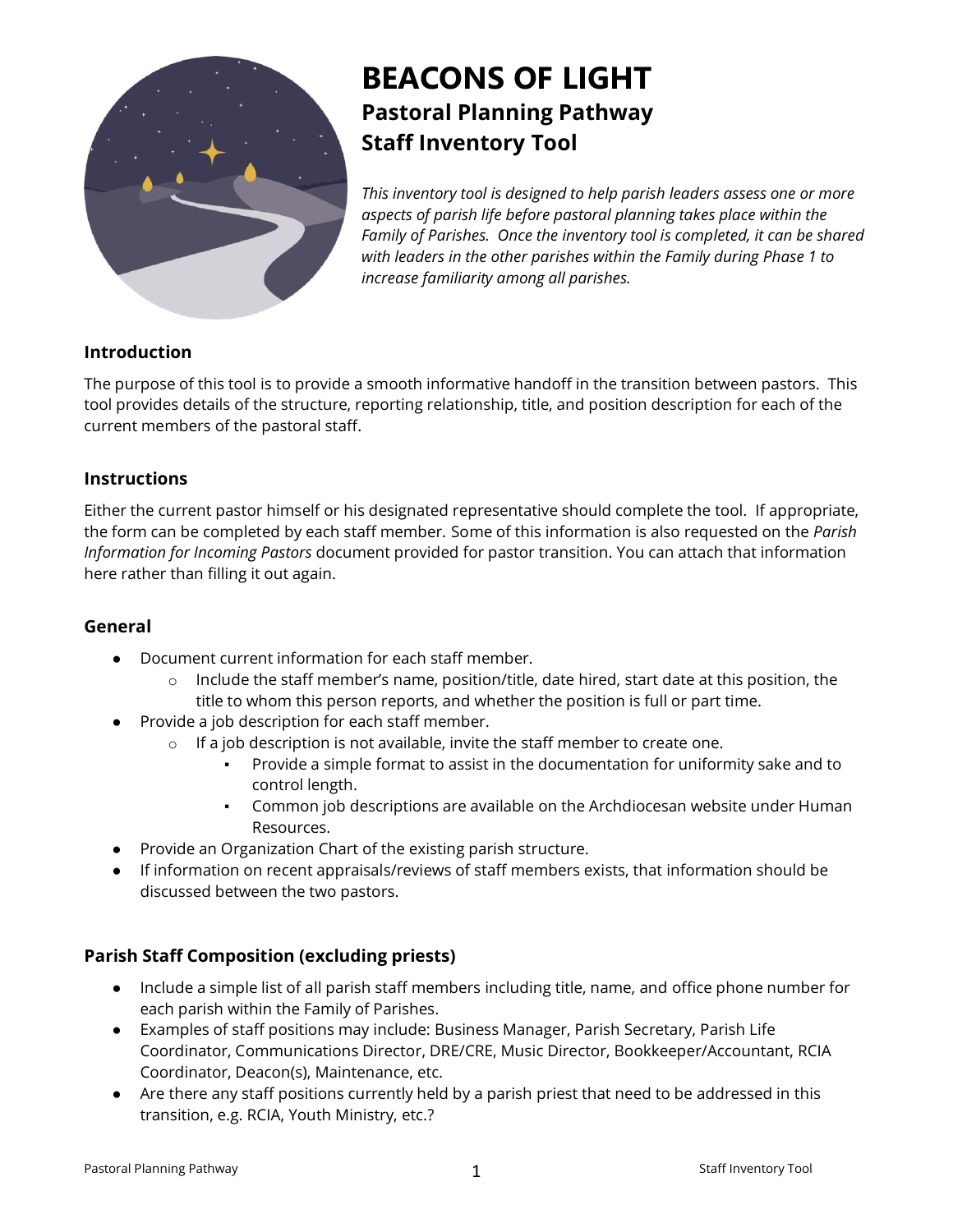# BEACONS OF LIGHT

## Pastoral Planning Pathway

## Staff Inventory Tool

*This inventory tool is designed to help parish leaders assess one or more aspects of parish life before pastoral planning takes place within the Family of Parishes. Once the inventory tool is completed, it can be shared with leaders in the other parishes within the Family during Phase 1 to increase familiarity among all parishes.*

### Introduction

The purpose of this tool is to provide a smooth informative handoff in the transition between pastors. This tool provides details of the structure, reporting relationship, title, and position description for each of the current members of the pastoral staff.

### Instructions

Either the current pastor himself or his designated representative should complete the tool. If appropriate, the form can be completed by each staff member. Some of this information is also requested on the *Parish Information for Incoming Pastors* document provided for pastor transition. You can attach that information here rather than filling it out again.

### General

- Document current information for each staff member.
  - Include the staff member's name, position/title, date hired, start date at this position, the title to whom this person reports, and whether the position is full or part time.
- Provide a job description for each staff member.
  - If a job description is not available, invite the staff member to create one.
    - Provide a simple format to assist in the documentation for uniformity sake and to control length.
    - Common job descriptions are available on the Archdiocesan website under Human Resources.
- Provide an Organization Chart of the existing parish structure.
- If information on recent appraisals/reviews of staff members exists, that information should be discussed between the two pastors.

### Parish Staff Composition (excluding priests)

- Include a simple list of all parish staff members including title, name, and office phone number for each parish within the Family of Parishes.
- Examples of staff positions may include: Business Manager, Parish Secretary, Parish Life Coordinator, Communications Director, DRE/CRE, Music Director, Bookkeeper/Accountant, RCIA Coordinator, Deacon(s), Maintenance, etc.
- Are there any staff positions currently held by a parish priest that need to be addressed in this transition, e.g. RCIA, Youth Ministry, etc.?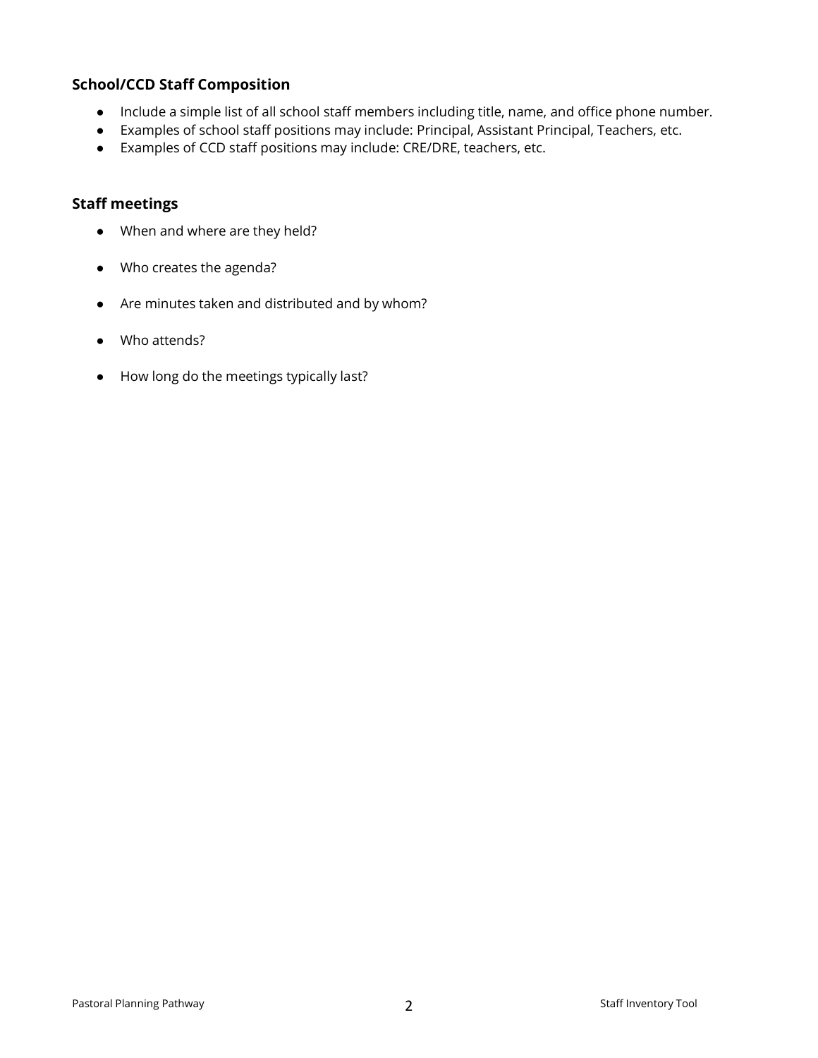### School/CCD Staff Composition

- Include a simple list of all school staff members including title, name, and office phone number.
- Examples of school staff positions may include: Principal, Assistant Principal, Teachers, etc.
- Examples of CCD staff positions may include: CRE/DRE, teachers, etc.

### Staff meetings

- When and where are they held?
- Who creates the agenda?
- Are minutes taken and distributed and by whom?
- Who attends?
- How long do the meetings typically last?